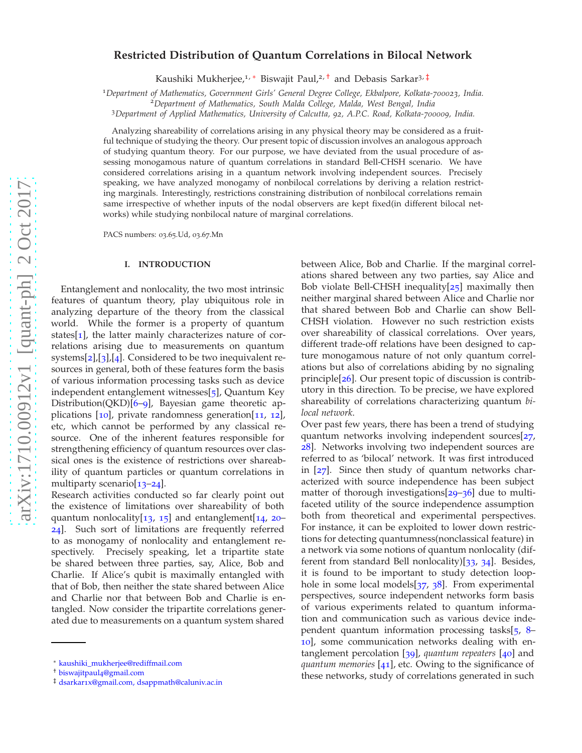# Restricted Distribution of Quantum Correlations in Bilocal Network

Kaushiki Mukherjee,[1,*] Biswajit Paul,[2,†] and Debasis Sarkar[3,‡]

[1]*Department of Mathematics, Government Girls' General Degree College, Ekbalpore, Kolkata-700023, India.*
[2]*Department of Mathematics, South Malda College, Malda, West Bengal, India*
[3]*Department of Applied Mathematics, University of Calcutta, 92, A.P.C. Road, Kolkata-700009, India.*

Analyzing shareability of correlations arising in any physical theory may be considered as a fruitful technique of studying the theory. Our present topic of discussion involves an analogous approach of studying quantum theory. For our purpose, we have deviated from the usual procedure of assessing monogamous nature of quantum correlations in standard Bell-CHSH scenario. We have considered correlations arising in a quantum network involving independent sources. Precisely speaking, we have analyzed monogamy of nonbilocal correlations by deriving a relation restricting marginals. Interestingly, restrictions constraining distribution of nonbilocal correlations remain same irrespective of whether inputs of the nodal observers are kept fixed(in different bilocal networks) while studying nonbilocal nature of marginal correlations.

PACS numbers: 03.65.Ud, 03.67.Mn

## I. INTRODUCTION

Entanglement and nonlocality, the two most intrinsic features of quantum theory, play ubiquitous role in analyzing departure of the theory from the classical world. While the former is a property of quantum states[1], the latter mainly characterizes nature of correlations arising due to measurements on quantum systems[2],[3],[4]. Considered to be two inequivalent resources in general, both of these features form the basis of various information processing tasks such as device independent entanglement witnesses[5], Quantum Key Distribution(QKD)[6–9], Bayesian game theoretic applications [10], private randomness generation[11, 12], etc, which cannot be performed by any classical resource. One of the inherent features responsible for strengthening efficiency of quantum resources over classical ones is the existence of restrictions over shareability of quantum particles or quantum correlations in multiparty scenario[13–24].

Research activities conducted so far clearly point out the existence of limitations over shareability of both quantum nonlocality[13, 15] and entanglement[14, 20–24]. Such sort of limitations are frequently referred to as monogamy of nonlocality and entanglement respectively. Precisely speaking, let a tripartite state be shared between three parties, say, Alice, Bob and Charlie. If Alice's qubit is maximally entangled with that of Bob, then neither the state shared between Alice and Charlie nor that between Bob and Charlie is entangled. Now consider the tripartite correlations generated due to measurements on a quantum system shared between Alice, Bob and Charlie. If the marginal correlations shared between any two parties, say Alice and Bob violate Bell-CHSH inequality[25] maximally then neither marginal shared between Alice and Charlie nor that shared between Bob and Charlie can show Bell-CHSH violation. However no such restriction exists over shareability of classical correlations. Over years, different trade-off relations have been designed to capture monogamous nature of not only quantum correlations but also of correlations abiding by no signaling principle[26]. Our present topic of discussion is contributory in this direction. To be precise, we have explored shareability of correlations characterizing quantum *bilocal network*.

Over past few years, there has been a trend of studying quantum networks involving independent sources[27, 28]. Networks involving two independent sources are referred to as 'bilocal' network. It was first introduced in [27]. Since then study of quantum networks characterized with source independence has been subject matter of thorough investigations[29–36] due to multifaceted utility of the source independence assumption both from theoretical and experimental perspectives. For instance, it can be exploited to lower down restrictions for detecting quantumness(nonclassical feature) in a network via some notions of quantum nonlocality (different from standard Bell nonlocality)[33, 34]. Besides, it is found to be important to study detection loophole in some local models[37, 38]. From experimental perspectives, source independent networks form basis of various experiments related to quantum information and communication such as various device independent quantum information processing tasks[5, 8–10], some communication networks dealing with entanglement percolation [39], *quantum repeaters* [40] and *quantum memories* [41], etc. Owing to the significance of these networks, study of correlations generated in such

* kaushiki_mukherjee@rediffmail.com
† biswajitpaul4@gmail.com
‡ dsarkar1x@gmail.com, dsappmath@caluniv.ac.in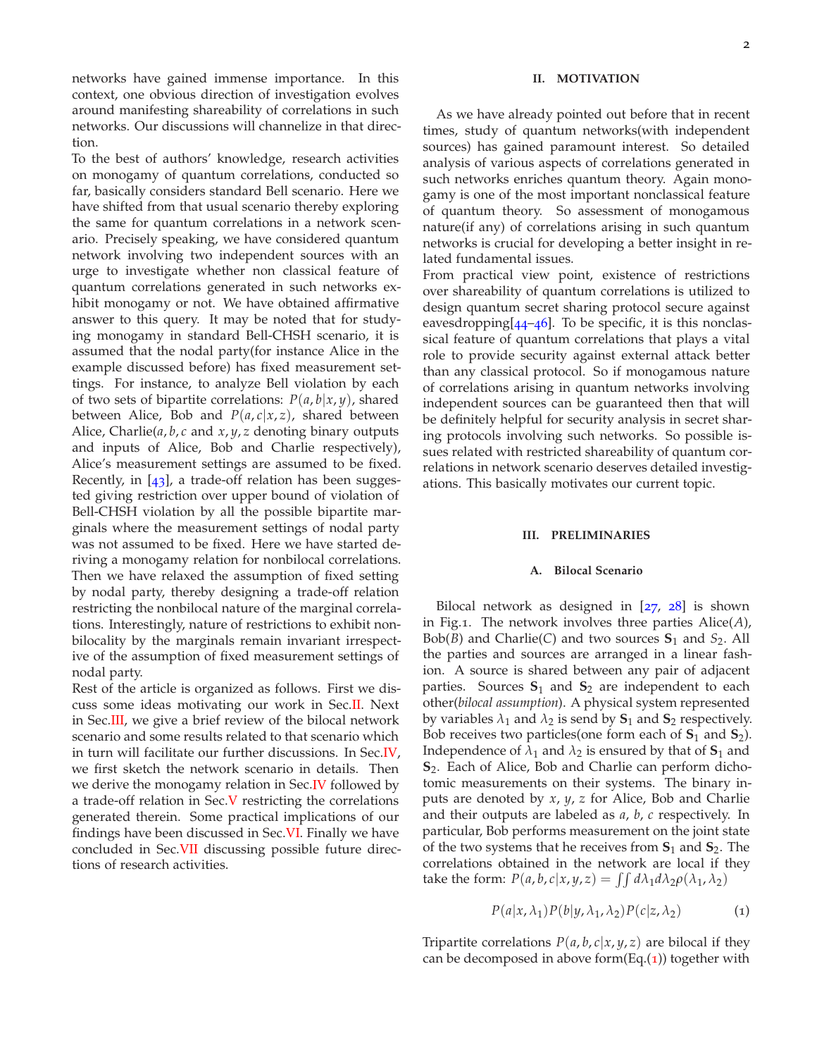networks have gained immense importance. In this context, one obvious direction of investigation evolves around manifesting shareability of correlations in such networks. Our discussions will channelize in that direction.

To the best of authors' knowledge, research activities on monogamy of quantum correlations, conducted so far, basically considers standard Bell scenario. Here we have shifted from that usual scenario thereby exploring the same for quantum correlations in a network scenario. Precisely speaking, we have considered quantum network involving two independent sources with an urge to investigate whether non classical feature of quantum correlations generated in such networks exhibit monogamy or not. We have obtained affirmative answer to this query. It may be noted that for studying monogamy in standard Bell-CHSH scenario, it is assumed that the nodal party(for instance Alice in the example discussed before) has fixed measurement settings. For instance, to analyze Bell violation by each of two sets of bipartite correlations: $P(a,b|x,y)$, shared between Alice, Bob and $P(a,c|x,z)$, shared between Alice, Charlie($a,b,c$ and $x,y,z$ denoting binary outputs and inputs of Alice, Bob and Charlie respectively), Alice's measurement settings are assumed to be fixed. Recently, in [43], a trade-off relation has been suggested giving restriction over upper bound of violation of Bell-CHSH violation by all the possible bipartite marginals where the measurement settings of nodal party was not assumed to be fixed. Here we have started deriving a monogamy relation for nonbilocal correlations. Then we have relaxed the assumption of fixed setting by nodal party, thereby designing a trade-off relation restricting the nonbilocal nature of the marginal correlations. Interestingly, nature of restrictions to exhibit nonbilocality by the marginals remain invariant irrespective of the assumption of fixed measurement settings of nodal party.

Rest of the article is organized as follows. First we discuss some ideas motivating our work in Sec.II. Next in Sec.III, we give a brief review of the bilocal network scenario and some results related to that scenario which in turn will facilitate our further discussions. In Sec.IV, we first sketch the network scenario in details. Then we derive the monogamy relation in Sec.IV followed by a trade-off relation in Sec.V restricting the correlations generated therein. Some practical implications of our findings have been discussed in Sec.VI. Finally we have concluded in Sec.VII discussing possible future directions of research activities.

## II. MOTIVATION

As we have already pointed out before that in recent times, study of quantum networks(with independent sources) has gained paramount interest. So detailed analysis of various aspects of correlations generated in such networks enriches quantum theory. Again monogamy is one of the most important nonclassical feature of quantum theory. So assessment of monogamous nature(if any) of correlations arising in such quantum networks is crucial for developing a better insight in related fundamental issues.

From practical view point, existence of restrictions over shareability of quantum correlations is utilized to design quantum secret sharing protocol secure against eavesdropping[44–46]. To be specific, it is this nonclassical feature of quantum correlations that plays a vital role to provide security against external attack better than any classical protocol. So if monogamous nature of correlations arising in quantum networks involving independent sources can be guaranteed then that will be definitely helpful for security analysis in secret sharing protocols involving such networks. So possible issues related with restricted shareability of quantum correlations in network scenario deserves detailed investigations. This basically motivates our current topic.

## III. PRELIMINARIES

### A. Bilocal Scenario

Bilocal network as designed in [27, 28] is shown in Fig.1. The network involves three parties Alice($A$), Bob($B$) and Charlie($C$) and two sources $\mathbf{S}_1$ and $S_2$. All the parties and sources are arranged in a linear fashion. A source is shared between any pair of adjacent parties. Sources $\mathbf{S}_1$ and $\mathbf{S}_2$ are independent to each other(*bilocal assumption*). A physical system represented by variables $\lambda_1$ and $\lambda_2$ is send by $\mathbf{S}_1$ and $\mathbf{S}_2$ respectively. Bob receives two particles(one form each of $\mathbf{S}_1$ and $\mathbf{S}_2$). Independence of $\lambda_1$ and $\lambda_2$ is ensured by that of $\mathbf{S}_1$ and $\mathbf{S}_2$. Each of Alice, Bob and Charlie can perform dichotomic measurements on their systems. The binary inputs are denoted by $x, y, z$ for Alice, Bob and Charlie and their outputs are labeled as $a, b, c$ respectively. In particular, Bob performs measurement on the joint state of the two systems that he receives from $\mathbf{S}_1$ and $\mathbf{S}_2$. The correlations obtained in the network are local if they take the form: $P(a,b,c|x,y,z) = \iint d\lambda_1 d\lambda_2 \rho(\lambda_1,\lambda_2)$

$$P(a|x,\lambda_1)P(b|y,\lambda_1,\lambda_2)P(c|z,\lambda_2) \tag{1}$$

Tripartite correlations $P(a,b,c|x,y,z)$ are bilocal if they can be decomposed in above form(Eq.(1)) together with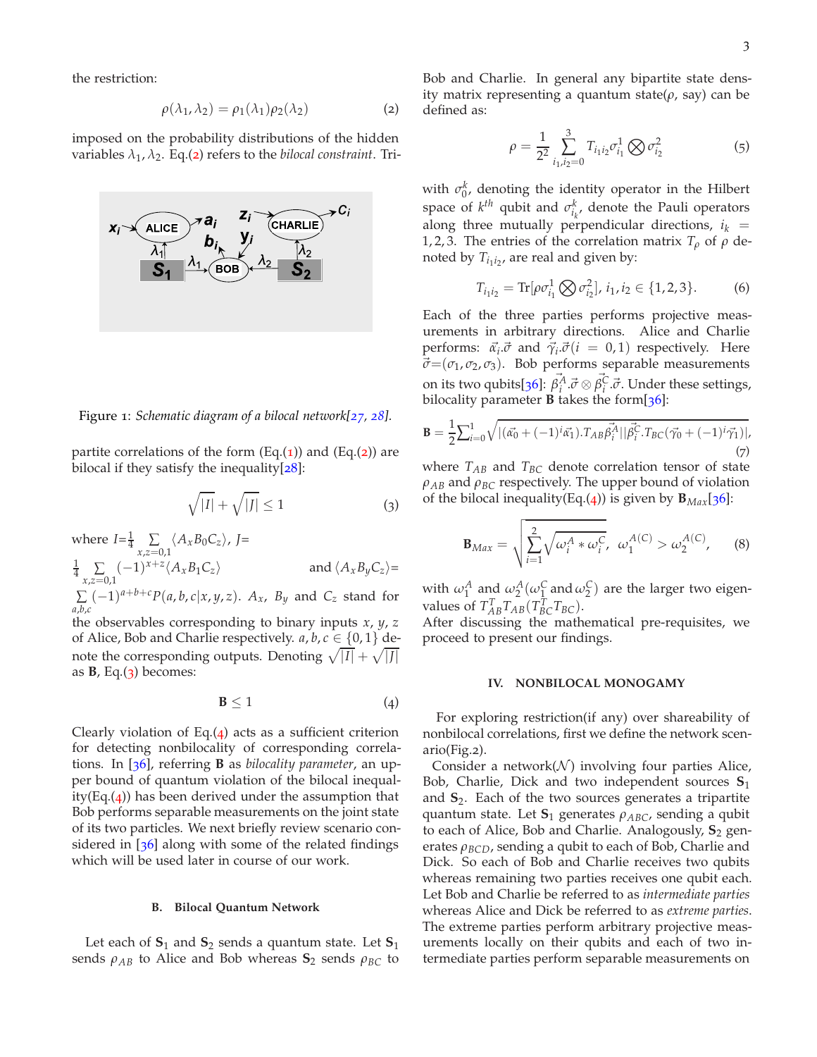the restriction:

$$\rho(\lambda_1, \lambda_2) = \rho_1(\lambda_1)\rho_2(\lambda_2) \tag{2}$$

imposed on the probability distributions of the hidden variables $\lambda_1, \lambda_2$. Eq.(2) refers to the *bilocal constraint*. Tripartite correlations of the form (Eq.(1)) and (Eq.(2)) are bilocal if they satisfy the inequality[28]:

Figure 1: *Schematic diagram of a bilocal network[27, 28].*

$$\sqrt{|I|} + \sqrt{|J|} \leq 1 \tag{3}$$

where $I = \frac{1}{4}\sum_{x,z=0,1}\langle A_x B_0 C_z\rangle$, $J = \frac{1}{4}\sum_{x,z=0,1}(-1)^{x+z}\langle A_x B_1 C_z\rangle$ and $\langle A_x B_y C_z\rangle = \sum_{a,b,c}(-1)^{a+b+c}P(a,b,c|x,y,z)$. $A_x$, $B_y$ and $C_z$ stand for the observables corresponding to binary inputs $x$, $y$, $z$ of Alice, Bob and Charlie respectively. $a, b, c \in \{0,1\}$ denote the corresponding outputs. Denoting $\sqrt{|I|} + \sqrt{|J|}$ as $\mathbf{B}$, Eq.(3) becomes:

$$\mathbf{B} \leq 1 \tag{4}$$

Clearly violation of Eq.(4) acts as a sufficient criterion for detecting nonbilocality of corresponding correlations. In [36], referring $\mathbf{B}$ as *bilocality parameter*, an upper bound of quantum violation of the bilocal inequality(Eq.(4)) has been derived under the assumption that Bob performs separable measurements on the joint state of its two particles. We next briefly review scenario considered in [36] along with some of the related findings which will be used later in course of our work.

### B. Bilocal Quantum Network

Let each of $\mathbf{S}_1$ and $\mathbf{S}_2$ sends a quantum state. Let $\mathbf{S}_1$ sends $\rho_{AB}$ to Alice and Bob whereas $\mathbf{S}_2$ sends $\rho_{BC}$ to Bob and Charlie. In general any bipartite state density matrix representing a quantum state($\rho$, say) can be defined as:

$$\rho = \frac{1}{2^2}\sum_{i_1,i_2=0}^{3} T_{i_1 i_2}\sigma^1_{i_1} \bigotimes \sigma^2_{i_2} \tag{5}$$

with $\sigma^k_0$, denoting the identity operator in the Hilbert space of $k^{th}$ qubit and $\sigma^k_{i_k}$, denote the Pauli operators along three mutually perpendicular directions, $i_k = 1,2,3$. The entries of the correlation matrix $T_\rho$ of $\rho$ denoted by $T_{i_1 i_2}$, are real and given by:

$$T_{i_1 i_2} = \mathrm{Tr}[\rho\sigma^1_{i_1} \bigotimes \sigma^2_{i_2}],\; i_1, i_2 \in \{1,2,3\}. \tag{6}$$

Each of the three parties performs projective measurements in arbitrary directions. Alice and Charlie performs: $\vec{\alpha}_i.\vec{\sigma}$ and $\vec{\gamma}_i.\vec{\sigma}(i = 0,1)$ respectively. Here $\vec{\sigma}=(\sigma_1, \sigma_2, \sigma_3)$. Bob performs separable measurements on its two qubits[36]: $\vec{\beta}^A_i.\vec{\sigma} \otimes \vec{\beta}^C_i.\vec{\sigma}$. Under these settings, bilocality parameter $\mathbf{B}$ takes the form[36]:

$$\mathbf{B} = \frac{1}{2}\sum_{i=0}^{1}\sqrt{|(\vec{\alpha_0} + (-1)^i\vec{\alpha_1}).T_{AB}\vec{\beta}^A_i||\vec{\beta}^C_i.T_{BC}(\vec{\gamma_0} + (-1)^i\vec{\gamma_1})|}, \tag{7}$$

where $T_{AB}$ and $T_{BC}$ denote correlation tensor of state $\rho_{AB}$ and $\rho_{BC}$ respectively. The upper bound of violation of the bilocal inequality(Eq.(4)) is given by $\mathbf{B}_{Max}$[36]:

$$\mathbf{B}_{Max} = \sqrt{\sum_{i=1}^{2}\sqrt{\omega^A_i * \omega^C_i}},\;\; \omega_1^{A(C)} > \omega_2^{A(C)}, \tag{8}$$

with $\omega^A_1$ and $\omega^A_2$($\omega^C_1$ and $\omega^C_2$) are the larger two eigenvalues of $T^T_{AB}T_{AB}$($T^T_{BC}T_{BC}$).

After discussing the mathematical pre-requisites, we proceed to present our findings.

## IV. NONBILOCAL MONOGAMY

For exploring restriction(if any) over shareability of nonbilocal correlations, first we define the network scenario(Fig.2).

Consider a network($\mathcal{N}$) involving four parties Alice, Bob, Charlie, Dick and two independent sources $\mathbf{S}_1$ and $\mathbf{S}_2$. Each of the two sources generates a tripartite quantum state. Let $\mathbf{S}_1$ generates $\rho_{ABC}$, sending a qubit to each of Alice, Bob and Charlie. Analogously, $\mathbf{S}_2$ generates $\rho_{BCD}$, sending a qubit to each of Bob, Charlie and Dick. So each of Bob and Charlie receives two qubits whereas remaining two parties receives one qubit each. Let Bob and Charlie be referred to as *intermediate parties* whereas Alice and Dick be referred to as *extreme parties*. The extreme parties perform arbitrary projective measurements locally on their qubits and each of two intermediate parties perform separable measurements on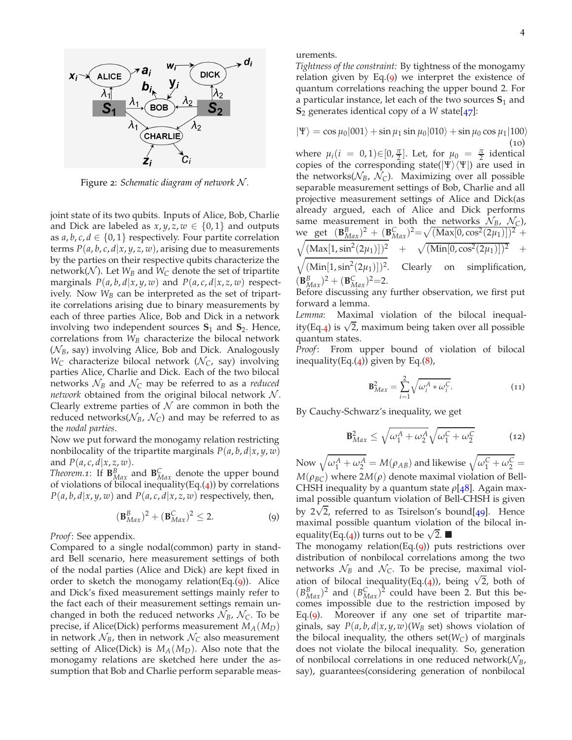Figure 2: *Schematic diagram of network $\mathcal{N}$.*

joint state of its two qubits. Inputs of Alice, Bob, Charlie and Dick are labeled as $x, y, z, w \in \{0,1\}$ and outputs as $a, b, c, d \in \{0,1\}$ respectively. Four partite correlation terms $P(a,b,c,d|x,y,z,w)$, arising due to measurements by the parties on their respective qubits characterize the network($\mathcal{N}$). Let $W_B$ and $W_C$ denote the set of tripartite marginals $P(a,b,d|x,y,w)$ and $P(a,c,d|x,z,w)$ respectively. Now $W_B$ can be interpreted as the set of tripartite correlations arising due to binary measurements by each of three parties Alice, Bob and Dick in a network involving two independent sources $\mathbf{S}_1$ and $\mathbf{S}_2$. Hence, correlations from $W_B$ characterize the bilocal network ($\mathcal{N}_B$, say) involving Alice, Bob and Dick. Analogously $W_C$ characterize bilocal network ($\mathcal{N}_C$, say) involving parties Alice, Charlie and Dick. Each of the two bilocal networks $\mathcal{N}_B$ and $\mathcal{N}_C$ may be referred to as a *reduced network* obtained from the original bilocal network $\mathcal{N}$. Clearly extreme parties of $\mathcal{N}$ are common in both the reduced networks($\mathcal{N}_B$, $\mathcal{N}_C$) and may be referred to as the *nodal parties*.

Now we put forward the monogamy relation restricting nonbilocality of the tripartite marginals $P(a,b,d|x,y,w)$ and $P(a,c,d|x,z,w)$.

*Theorem.1*: If $\mathbf{B}^B_{Max}$ and $\mathbf{B}^C_{Max}$ denote the upper bound of violations of bilocal inequality(Eq.(4)) by correlations $P(a,b,d|x,y,w)$ and $P(a,c,d|x,z,w)$ respectively, then,

$$(\mathbf{B}^B_{Max})^2 + (\mathbf{B}^C_{Max})^2 \leq 2. \tag{9}$$

*Proof*: See appendix.

Compared to a single nodal(common) party in standard Bell scenario, here measurement settings of both of the nodal parties (Alice and Dick) are kept fixed in order to sketch the monogamy relation(Eq.(9)). Alice and Dick's fixed measurement settings mainly refer to the fact each of their measurement settings remain unchanged in both the reduced networks $\mathcal{N}_B$, $\mathcal{N}_C$. To be precise, if Alice(Dick) performs measurement $M_A(M_D)$ in network $\mathcal{N}_B$, then in network $\mathcal{N}_C$ also measurement setting of Alice(Dick) is $M_A(M_D)$. Also note that the monogamy relations are sketched here under the assumption that Bob and Charlie perform separable measurements.

*Tightness of the constraint:* By tightness of the monogamy relation given by Eq.(9) we interpret the existence of quantum correlations reaching the upper bound 2. For a particular instance, let each of the two sources $\mathbf{S}_1$ and $\mathbf{S}_2$ generates identical copy of a $W$ state[47]:

$$|\Psi\rangle = \cos\mu_0|001\rangle + \sin\mu_1\sin\mu_0|010\rangle + \sin\mu_0\cos\mu_1|100\rangle \tag{10}$$

where $\mu_i(i=0,1)\in[0,\frac{\pi}{2}]$. Let, for $\mu_0 = \frac{\pi}{2}$ identical copies of the corresponding state($|\Psi\rangle\langle\Psi|$) are used in the networks($\mathcal{N}_B$, $\mathcal{N}_C$). Maximizing over all possible separable measurement settings of Bob, Charlie and all projective measurement settings of Alice and Dick(as already argued, each of Alice and Dick performs same measurement in both the networks $\mathcal{N}_B$, $\mathcal{N}_C$), we get $(\mathbf{B}^B_{Max})^2 + (\mathbf{B}^C_{Max})^2 = \sqrt{(\mathrm{Max}[0,\cos^2(2\mu_1)])^2} + \sqrt{(\mathrm{Max}[1,\sin^2(2\mu_1)])^2} + \sqrt{(\mathrm{Min}[0,\cos^2(2\mu_1)])^2} + \sqrt{(\mathrm{Min}[1,\sin^2(2\mu_1)])^2}$. Clearly on simplification, $(\mathbf{B}^B_{Max})^2 + (\mathbf{B}^C_{Max})^2 = 2$.

Before discussing any further observation, we first put forward a lemma.

*Lemma*: Maximal violation of the bilocal inequality(Eq.4) is $\sqrt{2}$, maximum being taken over all possible quantum states.

*Proof*: From upper bound of violation of bilocal inequality(Eq.(4)) given by Eq.(8),

$$\mathbf{B}^2_{Max} = \sum_{i=1}^{2}\sqrt{\omega^A_i * \omega^C_i}. \tag{11}$$

By Cauchy-Schwarz's inequality, we get

$$\mathbf{B}^2_{Max} \leq \sqrt{\omega^A_1 + \omega^A_2}\sqrt{\omega^C_1 + \omega^C_2} \tag{12}$$

Now $\sqrt{\omega^A_1 + \omega^A_2} = M(\rho_{AB})$ and likewise $\sqrt{\omega^C_1 + \omega^C_2} = M(\rho_{BC})$ where $2M(\rho)$ denote maximal violation of Bell-CHSH inequality by a quantum state $\rho$[48]. Again maximal possible quantum violation of Bell-CHSH is given by $2\sqrt{2}$, referred to as Tsirelson's bound[49]. Hence maximal possible quantum violation of the bilocal inequality(Eq.(4)) turns out to be $\sqrt{2}$. ■

The monogamy relation(Eq.(9)) puts restrictions over distribution of nonbilocal correlations among the two networks $\mathcal{N}_B$ and $\mathcal{N}_C$. To be precise, maximal violation of bilocal inequality(Eq.(4)), being $\sqrt{2}$, both of $(B^B_{Max})^2$ and $(B^C_{Max})^2$ could have been 2. But this becomes impossible due to the restriction imposed by Eq.(9). Moreover if any one set of tripartite marginals, say $P(a,b,d|x,y,w)$($W_B$ set) shows violation of the bilocal inequality, the others set($W_C$) of marginals does not violate the bilocal inequality. So, generation of nonbilocal correlations in one reduced network($\mathcal{N}_B$, say), guarantees(considering generation of nonbilocal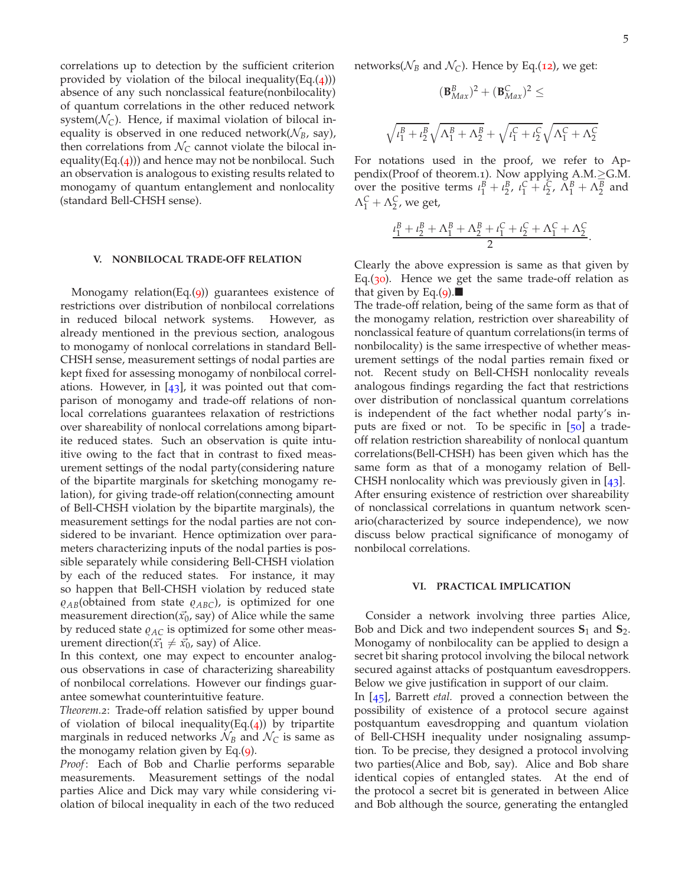correlations up to detection by the sufficient criterion provided by violation of the bilocal inequality(Eq.(4))) absence of any such nonclassical feature(nonbilocality) of quantum correlations in the other reduced network system($\mathcal{N}_C$). Hence, if maximal violation of bilocal inequality is observed in one reduced network($\mathcal{N}_B$, say), then correlations from $\mathcal{N}_C$ cannot violate the bilocal inequality(Eq.(4))) and hence may not be nonbilocal. Such an observation is analogous to existing results related to monogamy of quantum entanglement and nonlocality (standard Bell-CHSH sense).

## V. NONBILOCAL TRADE-OFF RELATION

Monogamy relation(Eq.(9)) guarantees existence of restrictions over distribution of nonbilocal correlations in reduced bilocal network systems. However, as already mentioned in the previous section, analogous to monogamy of nonlocal correlations in standard Bell-CHSH sense, measurement settings of nodal parties are kept fixed for assessing monogamy of nonbilocal correlations. However, in [43], it was pointed out that comparison of monogamy and trade-off relations of nonlocal correlations guarantees relaxation of restrictions over shareability of nonlocal correlations among bipartite reduced states. Such an observation is quite intuitive owing to the fact that in contrast to fixed measurement settings of the nodal party(considering nature of the bipartite marginals for sketching monogamy relation), for giving trade-off relation(connecting amount of Bell-CHSH violation by the bipartite marginals), the measurement settings for the nodal parties are not considered to be invariant. Hence optimization over parameters characterizing inputs of the nodal parties is possible separately while considering Bell-CHSH violation by each of the reduced states. For instance, it may so happen that Bell-CHSH violation by reduced state $\varrho_{AB}$(obtained from state $\varrho_{ABC}$), is optimized for one measurement direction($\vec{x}_0$, say) of Alice while the same by reduced state $\varrho_{AC}$ is optimized for some other measurement direction($\vec{x}_1 \neq \vec{x}_0$, say) of Alice.

In this context, one may expect to encounter analogous observations in case of characterizing shareability of nonbilocal correlations. However our findings guarantee somewhat counterintuitive feature.

*Theorem.2*: Trade-off relation satisfied by upper bound of violation of bilocal inequality(Eq.(4)) by tripartite marginals in reduced networks $\mathcal{N}_B$ and $\mathcal{N}_C$ is same as the monogamy relation given by Eq.(9).

*Proof*: Each of Bob and Charlie performs separable measurements. Measurement settings of the nodal parties Alice and Dick may vary while considering violation of bilocal inequality in each of the two reduced networks($\mathcal{N}_B$ and $\mathcal{N}_C$). Hence by Eq.(12), we get:

$$(\mathbf{B}^B_{Max})^2 + (\mathbf{B}^C_{Max})^2 \leq$$

$$\sqrt{\iota^B_1 + \iota^B_2}\sqrt{\Lambda^B_1 + \Lambda^B_2} + \sqrt{\iota^C_1 + \iota^C_2}\sqrt{\Lambda^C_1 + \Lambda^C_2}$$

For notations used in the proof, we refer to Appendix(Proof of theorem.1). Now applying A.M.$\geq$G.M. over the positive terms $\iota^B_1 + \iota^B_2$, $\iota^C_1 + \iota^C_2$, $\Lambda^B_1 + \Lambda^B_2$ and $\Lambda^C_1 + \Lambda^C_2$, we get,

$$\frac{\iota^B_1 + \iota^B_2 + \Lambda^B_1 + \Lambda^B_2 + \iota^C_1 + \iota^C_2 + \Lambda^C_1 + \Lambda^C_2}{2}.$$

Clearly the above expression is same as that given by Eq.(30). Hence we get the same trade-off relation as that given by Eq.(9).■

The trade-off relation, being of the same form as that of the monogamy relation, restriction over shareability of nonclassical feature of quantum correlations(in terms of nonbilocality) is the same irrespective of whether measurement settings of the nodal parties remain fixed or not. Recent study on Bell-CHSH nonlocality reveals analogous findings regarding the fact that restrictions over distribution of nonclassical quantum correlations is independent of the fact whether nodal party's inputs are fixed or not. To be specific in [50] a trade-off relation restriction shareability of nonlocal quantum correlations(Bell-CHSH) has been given which has the same form as that of a monogamy relation of Bell-CHSH nonlocality which was previously given in [43]. After ensuring existence of restriction over shareability of nonclassical correlations in quantum network scenario(characterized by source independence), we now discuss below practical significance of monogamy of nonbilocal correlations.

## VI. PRACTICAL IMPLICATION

Consider a network involving three parties Alice, Bob and Dick and two independent sources $\mathbf{S}_1$ and $\mathbf{S}_2$. Monogamy of nonbilocality can be applied to design a secret bit sharing protocol involving the bilocal network secured against attacks of postquantum eavesdroppers. Below we give justification in support of our claim.

In [45], Barrett *etal.* proved a connection between the possibility of existence of a protocol secure against postquantum eavesdropping and quantum violation of Bell-CHSH inequality under nosignaling assumption. To be precise, they designed a protocol involving two parties(Alice and Bob, say). Alice and Bob share identical copies of entangled states. At the end of the protocol a secret bit is generated in between Alice and Bob although the source, generating the entangled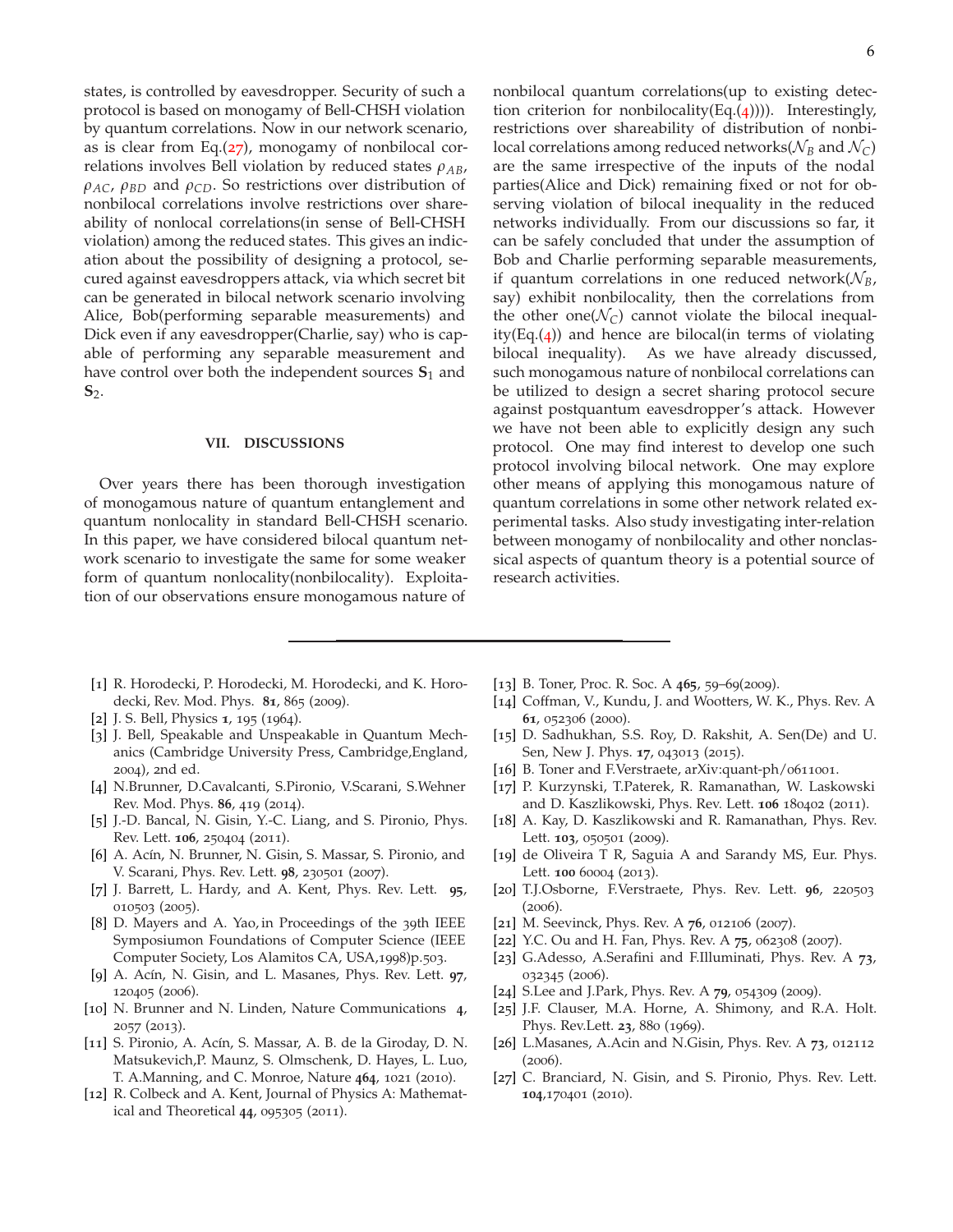states, is controlled by eavesdropper. Security of such a protocol is based on monogamy of Bell-CHSH violation by quantum correlations. Now in our network scenario, as is clear from Eq.(27), monogamy of nonbilocal correlations involves Bell violation by reduced states $\rho_{AB}$, $\rho_{AC}$, $\rho_{BD}$ and $\rho_{CD}$. So restrictions over distribution of nonbilocal correlations involve restrictions over shareability of nonlocal correlations(in sense of Bell-CHSH violation) among the reduced states. This gives an indication about the possibility of designing a protocol, secured against eavesdroppers attack, via which secret bit can be generated in bilocal network scenario involving Alice, Bob(performing separable measurements) and Dick even if any eavesdropper(Charlie, say) who is capable of performing any separable measurement and have control over both the independent sources $\mathbf{S}_1$ and $\mathbf{S}_2$.

## VII. DISCUSSIONS

Over years there has been thorough investigation of monogamous nature of quantum entanglement and quantum nonlocality in standard Bell-CHSH scenario. In this paper, we have considered bilocal quantum network scenario to investigate the same for some weaker form of quantum nonlocality(nonbilocality). Exploitation of our observations ensure monogamous nature of nonbilocal quantum correlations(up to existing detection criterion for nonbilocality(Eq.(4)))). Interestingly, restrictions over shareability of distribution of nonbilocal correlations among reduced networks($\mathcal{N}_B$ and $\mathcal{N}_C$) are the same irrespective of the inputs of the nodal parties(Alice and Dick) remaining fixed or not for observing violation of bilocal inequality in the reduced networks individually. From our discussions so far, it can be safely concluded that under the assumption of Bob and Charlie performing separable measurements, if quantum correlations in one reduced network($\mathcal{N}_B$, say) exhibit nonbilocality, then the correlations from the other one($\mathcal{N}_C$) cannot violate the bilocal inequality(Eq.(4)) and hence are bilocal(in terms of violating bilocal inequality). As we have already discussed, such monogamous nature of nonbilocal correlations can be utilized to design a secret sharing protocol secure against postquantum eavesdropper's attack. However we have not been able to explicitly design any such protocol. One may find interest to develop one such protocol involving bilocal network. One may explore other means of applying this monogamous nature of quantum correlations in some other network related experimental tasks. Also study investigating inter-relation between monogamy of nonbilocality and other nonclassical aspects of quantum theory is a potential source of research activities.

---

[1] R. Horodecki, P. Horodecki, M. Horodecki, and K. Horodecki, Rev. Mod. Phys. **81**, 865 (2009).

[2] J. S. Bell, Physics **1**, 195 (1964).

[3] J. Bell, Speakable and Unspeakable in Quantum Mechanics (Cambridge University Press, Cambridge,England, 2004), 2nd ed.

[4] N.Brunner, D.Cavalcanti, S.Pironio, V.Scarani, S.Wehner Rev. Mod. Phys. **86**, 419 (2014).

[5] J.-D. Bancal, N. Gisin, Y.-C. Liang, and S. Pironio, Phys. Rev. Lett. **106**, 250404 (2011).

[6] A. Acín, N. Brunner, N. Gisin, S. Massar, S. Pironio, and V. Scarani, Phys. Rev. Lett. **98**, 230501 (2007).

[7] J. Barrett, L. Hardy, and A. Kent, Phys. Rev. Lett. **95**, 010503 (2005).

[8] D. Mayers and A. Yao, in Proceedings of the 39th IEEE Sympos­iumon Foundations of Computer Science (IEEE Computer Society, Los Alamitos CA, USA,1998)p.503.

[9] A. Acín, N. Gisin, and L. Masanes, Phys. Rev. Lett. **97**, 120405 (2006).

[10] N. Brunner and N. Linden, Nature Communications **4**, 2057 (2013).

[11] S. Pironio, A. Acín, S. Massar, A. B. de la Giroday, D. N. Matsukevich,P. Maunz, S. Olmschenk, D. Hayes, L. Luo, T. A.Manning, and C. Monroe, Nature **464**, 1021 (2010).

[12] R. Colbeck and A. Kent, Journal of Physics A: Mathematical and Theoretical **44**, 095305 (2011).

[13] B. Toner, Proc. R. Soc. A **465**, 59–69(2009).

[14] Coffman, V., Kundu, J. and Wootters, W. K., Phys. Rev. A **61**, 052306 (2000).

[15] D. Sadhukhan, S.S. Roy, D. Rakshit, A. Sen(De) and U. Sen, New J. Phys. **17**, 043013 (2015).

[16] B. Toner and F.Verstraete, arXiv:quant-ph/0611001.

[17] P. Kurzynski, T.Paterek, R. Ramanathan, W. Laskowski and D. Kaszlikowski, Phys. Rev. Lett. **106** 180402 (2011).

[18] A. Kay, D. Kaszlikowski and R. Ramanathan, Phys. Rev. Lett. **103**, 050501 (2009).

[19] de Oliveira T R, Saguia A and Sarandy MS, Eur. Phys. Lett. **100** 60004 (2013).

[20] T.J.Osborne, F.Verstraete, Phys. Rev. Lett. **96**, 220503 (2006).

[21] M. Seevinck, Phys. Rev. A **76**, 012106 (2007).

[22] Y.C. Ou and H. Fan, Phys. Rev. A **75**, 062308 (2007).

[23] G.Adesso, A.Serafini and F.Illuminati, Phys. Rev. A **73**, 032345 (2006).

[24] S.Lee and J.Park, Phys. Rev. A **79**, 054309 (2009).

[25] J.F. Clauser, M.A. Horne, A. Shimony, and R.A. Holt. Phys. Rev.Lett. **23**, 880 (1969).

[26] L.Masanes, A.Acin and N.Gisin, Phys. Rev. A **73**, 012112 (2006).

[27] C. Branciard, N. Gisin, and S. Pironio, Phys. Rev. Lett. **104**,170401 (2010).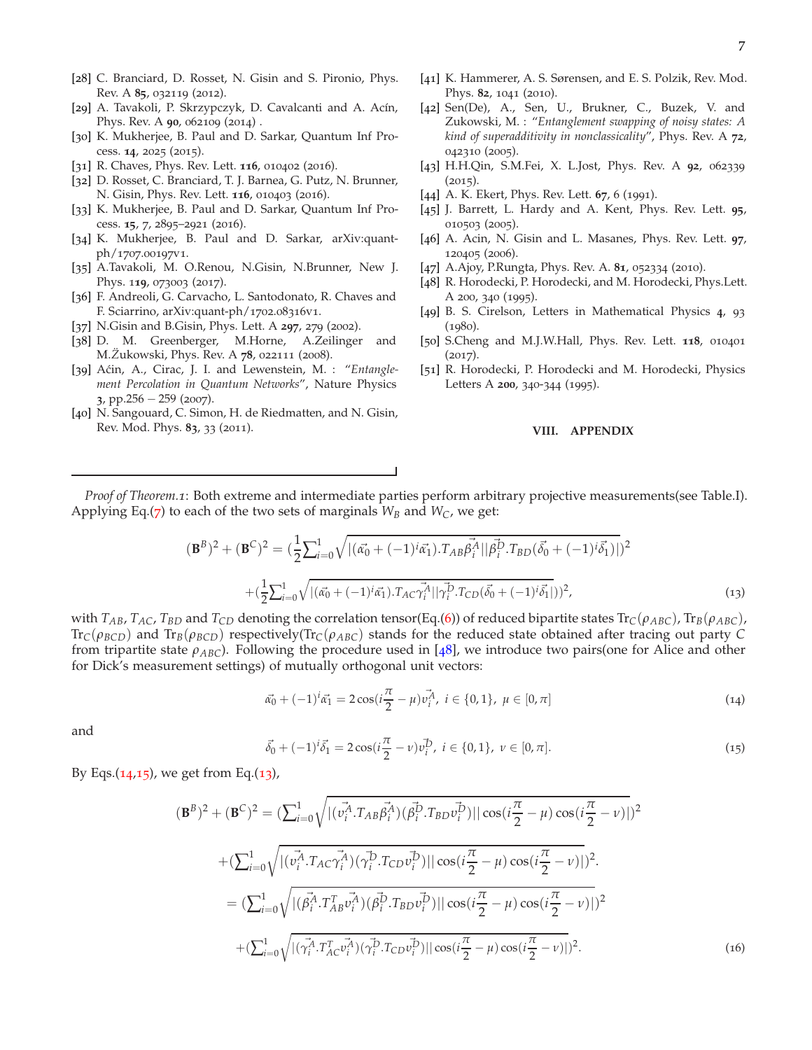[28] C. Branciard, D. Rosset, N. Gisin and S. Pironio, Phys. Rev. A **85**, 032119 (2012).

[29] A. Tavakoli, P. Skrzypczyk, D. Cavalcanti and A. Acín, Phys. Rev. A **90**, 062109 (2014) .

[30] K. Mukherjee, B. Paul and D. Sarkar, Quantum Inf Process. **14**, 2025 (2015).

[31] R. Chaves, Phys. Rev. Lett. **116**, 010402 (2016).

[32] D. Rosset, C. Branciard, T. J. Barnea, G. Putz, N. Brunner, N. Gisin, Phys. Rev. Lett. **116**, 010403 (2016).

[33] K. Mukherjee, B. Paul and D. Sarkar, Quantum Inf Process. **15**, 7, 2895–2921 (2016).

[34] K. Mukherjee, B. Paul and D. Sarkar, arXiv:quant-ph/1707.00197v1.

[35] A.Tavakoli, M. O.Renou, N.Gisin, N.Brunner, New J. Phys. 1**19**, 073003 (2017).

[36] F. Andreoli, G. Carvacho, L. Santodonato, R. Chaves and F. Sciarrino, arXiv:quant-ph/1702.08316v1.

[37] N.Gisin and B.Gisin, Phys. Lett. A **297**, 279 (2002).

[38] D. M. Greenberger, M.Horne, A.Zeilinger and M.Žukowski, Phys. Rev. A **78**, 022111 (2008).

[39] Aćin, A., Cirac, J. I. and Lewenstein, M. : "*Entanglement Percolation in Quantum Networks*", Nature Physics **3**, pp.256 − 259 (2007).

[40] N. Sangouard, C. Simon, H. de Riedmatten, and N. Gisin, Rev. Mod. Phys. **83**, 33 (2011).

[41] K. Hammerer, A. S. Sørensen, and E. S. Polzik, Rev. Mod. Phys. **82**, 1041 (2010).

[42] Sen(De), A., Sen, U., Brukner, C., Buzek, V. and Zukowski, M. : "*Entanglement swapping of noisy states: A kind of superadditivity in nonclassicality*", Phys. Rev. A **72**, 042310 (2005).

[43] H.H.Qin, S.M.Fei, X. L.Jost, Phys. Rev. A **92**, 062339 (2015).

[44] A. K. Ekert, Phys. Rev. Lett. **67**, 6 (1991).

[45] J. Barrett, L. Hardy and A. Kent, Phys. Rev. Lett. **95**, 010503 (2005).

[46] A. Acin, N. Gisin and L. Masanes, Phys. Rev. Lett. **97**, 120405 (2006).

[47] A.Ajoy, P.Rungta, Phys. Rev. A. **81**, 052334 (2010).

[48] R. Horodecki, P. Horodecki, and M. Horodecki, Phys.Lett. A 200, 340 (1995).

[49] B. S. Cirelson, Letters in Mathematical Physics **4**, 93 (1980).

[50] S.Cheng and M.J.W.Hall, Phys. Rev. Lett. **118**, 010401 (2017).

[51] R. Horodecki, P. Horodecki and M. Horodecki, Physics Letters A **200**, 340-344 (1995).

## VIII. APPENDIX

*Proof of Theorem.1*: Both extreme and intermediate parties perform arbitrary projective measurements(see Table.I). Applying Eq.(7) to each of the two sets of marginals $W_B$ and $W_C$, we get:

$$
\begin{aligned}
(\mathbf{B}^B)^2+(\mathbf{B}^C)^2 &= \Big(\frac{1}{2}\sum_{i=0}^{1}\sqrt{|(\vec{\alpha_0}+(-1)^i\vec{\alpha_1}).T_{AB}\vec{\beta_i^A}||\vec{\beta_i^D}.T_{BD}(\vec{\delta_0}+(-1)^i\vec{\delta_1})|}\Big)^2\\
&+\Big(\frac{1}{2}\sum_{i=0}^{1}\sqrt{|(\vec{\alpha_0}+(-1)^i\vec{\alpha_1}).T_{AC}\vec{\gamma_i^A}||\vec{\gamma_i^D}.T_{CD}(\vec{\delta_0}+(-1)^i\vec{\delta_1})|}\Big)^2,
\end{aligned}
\tag{13}
$$

with $T_{AB}$, $T_{AC}$, $T_{BD}$ and $T_{CD}$ denoting the correlation tensor(Eq.(6)) of reduced bipartite states $\mathrm{Tr}_C(\rho_{ABC})$, $\mathrm{Tr}_B(\rho_{ABC})$, $\mathrm{Tr}_C(\rho_{BCD})$ and $\mathrm{Tr}_B(\rho_{BCD})$ respectively($\mathrm{Tr}_C(\rho_{ABC})$ stands for the reduced state obtained after tracing out party $C$ from tripartite state $\rho_{ABC}$). Following the procedure used in [48], we introduce two pairs(one for Alice and other for Dick's measurement settings) of mutually orthogonal unit vectors:

$$
\vec{\alpha_0}+(-1)^i\vec{\alpha_1}=2\cos(i\frac{\pi}{2}-\mu)\vec{v_i^A},\ i\in\{0,1\},\ \mu\in[0,\pi]
\tag{14}
$$

and

$$
\vec{\delta_0}+(-1)^i\vec{\delta_1}=2\cos(i\frac{\pi}{2}-\nu)\vec{v_i^D},\ i\in\{0,1\},\ \nu\in[0,\pi].
\tag{15}
$$

By Eqs.(14,15), we get from Eq.(13),

$$
\begin{aligned}
(\mathbf{B}^B)^2+(\mathbf{B}^C)^2 &= \Big(\sum_{i=0}^{1}\sqrt{|(\vec{v_i^A}.T_{AB}\vec{\beta_i^A})(\vec{\beta_i^D}.T_{BD}\vec{v_i^D})||\cos(i\frac{\pi}{2}-\mu)\cos(i\frac{\pi}{2}-\nu)|}\Big)^2\\
&+\Big(\sum_{i=0}^{1}\sqrt{|(\vec{v_i^A}.T_{AC}\vec{\gamma_i^A})(\vec{\gamma_i^D}.T_{CD}\vec{v_i^D})||\cos(i\frac{\pi}{2}-\mu)\cos(i\frac{\pi}{2}-\nu)|}\Big)^2.\\
&= \Big(\sum_{i=0}^{1}\sqrt{|(\vec{\beta_i^A}.T_{AB}^T\vec{v_i^A})(\vec{\beta_i^D}.T_{BD}\vec{v_i^D})||\cos(i\frac{\pi}{2}-\mu)\cos(i\frac{\pi}{2}-\nu)|}\Big)^2\\
&+\Big(\sum_{i=0}^{1}\sqrt{|(\vec{\gamma_i^A}.T_{AC}^T\vec{v_i^A})(\vec{\gamma_i^D}.T_{CD}\vec{v_i^D})||\cos(i\frac{\pi}{2}-\mu)\cos(i\frac{\pi}{2}-\nu)|}\Big)^2.
\end{aligned}
\tag{16}
$$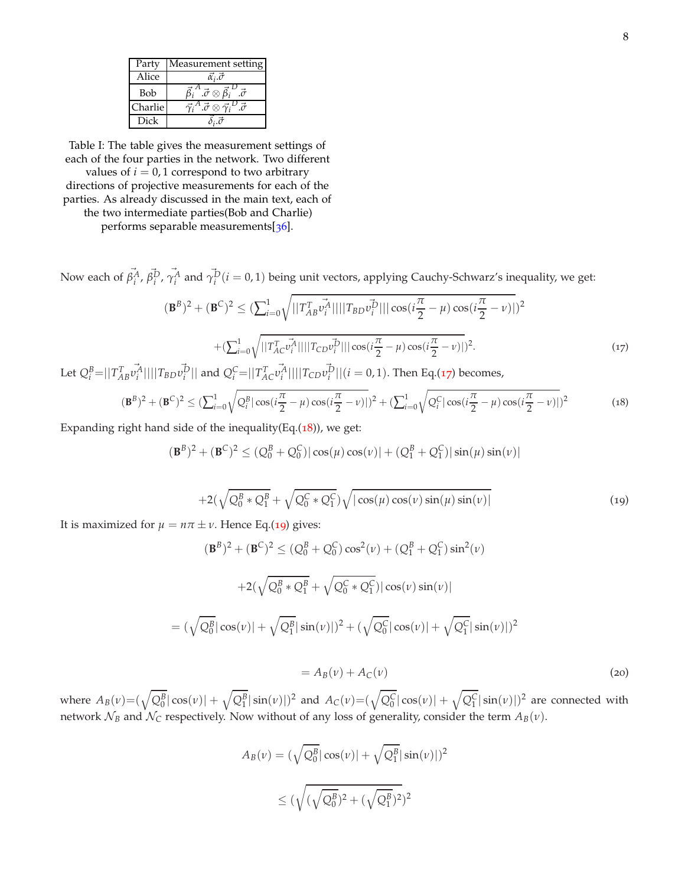| Party | Measurement setting |
|---|---|
| Alice | $\vec{\alpha}_i.\vec{\sigma}$ |
| Bob | $\vec{\beta}_i^{\,A}.\vec{\sigma} \otimes \vec{\beta}_i^{\,D}.\vec{\sigma}$ |
| Charlie | $\vec{\gamma}_i^{\,A}.\vec{\sigma} \otimes \vec{\gamma}_i^{\,D}.\vec{\sigma}$ |
| Dick | $\vec{\delta}_i.\vec{\sigma}$ |

Table I: The table gives the measurement settings of each of the four parties in the network. Two different values of $i = 0, 1$ correspond to two arbitrary directions of projective measurements for each of the parties. As already discussed in the main text, each of the two intermediate parties(Bob and Charlie) performs separable measurements[36].

Now each of $\vec{\beta_i^A}$, $\vec{\beta_i^D}$, $\vec{\gamma_i^A}$ and $\vec{\gamma_i^D}(i = 0, 1)$ being unit vectors, applying Cauchy-Schwarz's inequality, we get:

$$(\mathbf{B}^B)^2 + (\mathbf{B}^C)^2 \leq (\sum_{i=0}^{1} \sqrt{||T_{AB}^T \vec{v_i^A}||||T_{BD}\vec{v_i^D}|||\cos(i\frac{\pi}{2} - \mu)\cos(i\frac{\pi}{2} - \nu)|})^2$$

$$+(\sum_{i=0}^{1} \sqrt{||T_{AC}^T \vec{v_i^A}||||T_{CD}\vec{v_i^D}|||\cos(i\frac{\pi}{2} - \mu)\cos(i\frac{\pi}{2} - \nu)|})^2. \tag{17}$$

Let $Q_i^B = ||T_{AB}^T \vec{v_i^A}||||T_{BD}\vec{v_i^D}||$ and $Q_i^C = ||T_{AC}^T \vec{v_i^A}||||T_{CD}\vec{v_i^D}||(i = 0, 1)$. Then Eq.(17) becomes,

$$(\mathbf{B}^B)^2 + (\mathbf{B}^C)^2 \leq (\sum_{i=0}^{1} \sqrt{Q_i^B|\cos(i\frac{\pi}{2} - \mu)\cos(i\frac{\pi}{2} - \nu)|})^2 + (\sum_{i=0}^{1} \sqrt{Q_i^C|\cos(i\frac{\pi}{2} - \mu)\cos(i\frac{\pi}{2} - \nu)|})^2 \tag{18}$$

Expanding right hand side of the inequality(Eq.(18)), we get:

$$(\mathbf{B}^B)^2 + (\mathbf{B}^C)^2 \leq (Q_0^B + Q_0^C)|\cos(\mu)\cos(\nu)| + (Q_1^B + Q_1^C)|\sin(\mu)\sin(\nu)|$$

$$+2(\sqrt{Q_0^B * Q_1^B} + \sqrt{Q_0^C * Q_1^C})\sqrt{|\cos(\mu)\cos(\nu)\sin(\mu)\sin(\nu)|} \tag{19}$$

It is maximized for $\mu = n\pi \pm \nu$. Hence Eq.(19) gives:

$$(\mathbf{B}^B)^2 + (\mathbf{B}^C)^2 \leq (Q_0^B + Q_0^C)\cos^2(\nu) + (Q_1^B + Q_1^C)\sin^2(\nu)$$

$$+2(\sqrt{Q_0^B * Q_1^B} + \sqrt{Q_0^C * Q_1^C})|\cos(\nu)\sin(\nu)|$$

$$= (\sqrt{Q_0^B}|\cos(\nu)| + \sqrt{Q_1^B}|\sin(\nu)|)^2 + (\sqrt{Q_0^C}|\cos(\nu)| + \sqrt{Q_1^C}|\sin(\nu)|)^2$$

$$= A_B(\nu) + A_C(\nu) \tag{20}$$

where $A_B(\nu) = (\sqrt{Q_0^B}|\cos(\nu)| + \sqrt{Q_1^B}|\sin(\nu)|)^2$ and $A_C(\nu) = (\sqrt{Q_0^C}|\cos(\nu)| + \sqrt{Q_1^C}|\sin(\nu)|)^2$ are connected with network $\mathcal{N}_B$ and $\mathcal{N}_C$ respectively. Now without of any loss of generality, consider the term $A_B(\nu)$.

$$A_B(\nu) = (\sqrt{Q_0^B}|\cos(\nu)| + \sqrt{Q_1^B}|\sin(\nu)|)^2$$

$$\leq (\sqrt{(\sqrt{Q_0^B})^2 + (\sqrt{Q_1^B})^2})^2$$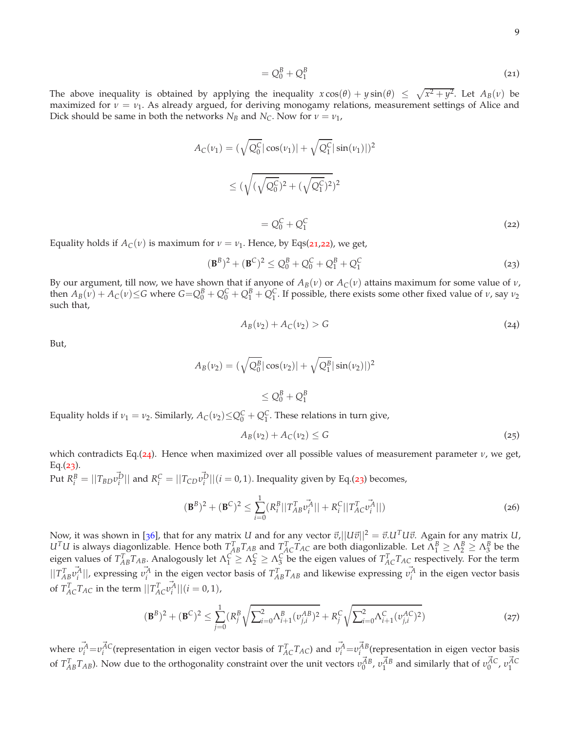$$= Q_0^B + Q_1^B \tag{21}$$

The above inequality is obtained by applying the inequality $x\cos(\theta) + y\sin(\theta) \leq \sqrt{x^2+y^2}$. Let $A_B(\nu)$ be maximized for $\nu = \nu_1$. As already argued, for deriving monogamy relations, measurement settings of Alice and Dick should be same in both the networks $N_B$ and $N_C$. Now for $\nu = \nu_1$,

$$A_C(\nu_1) = (\sqrt{Q_0^C}|\cos(\nu_1)| + \sqrt{Q_1^C}|\sin(\nu_1)|)^2$$

$$\leq (\sqrt{(\sqrt{Q_0^C})^2 + (\sqrt{Q_1^C})^2})^2$$

$$= Q_0^C + Q_1^C \tag{22}$$

Equality holds if $A_C(\nu)$ is maximum for $\nu = \nu_1$. Hence, by Eqs(21,22), we get,

$$(\mathbf{B}^B)^2 + (\mathbf{B}^C)^2 \leq Q_0^B + Q_0^C + Q_1^B + Q_1^C \tag{23}$$

By our argument, till now, we have shown that if anyone of $A_B(\nu)$ or $A_C(\nu)$ attains maximum for some value of $\nu$, then $A_B(\nu) + A_C(\nu) \leq G$ where $G = Q_0^B + Q_0^C + Q_1^B + Q_1^C$. If possible, there exists some other fixed value of $\nu$, say $\nu_2$ such that,

$$A_B(\nu_2) + A_C(\nu_2) > G \tag{24}$$

But,

$$A_B(\nu_2) = (\sqrt{Q_0^B}|\cos(\nu_2)| + \sqrt{Q_1^B}|\sin(\nu_2)|)^2$$

$$\leq Q_0^B + Q_1^B$$

Equality holds if $\nu_1 = \nu_2$. Similarly, $A_C(\nu_2) \leq Q_0^C + Q_1^C$. These relations in turn give,

$$A_B(\nu_2) + A_C(\nu_2) \leq G \tag{25}$$

which contradicts Eq.(24). Hence when maximized over all possible values of measurement parameter $\nu$, we get, Eq.(23).

Put $R_i^B = ||T_{BD}\vec{v_i^D}||$ and $R_i^C = ||T_{CD}\vec{v_i^D}||(i = 0, 1)$. Inequality given by Eq.(23) becomes,

$$(\mathbf{B}^B)^2 + (\mathbf{B}^C)^2 \leq \sum_{i=0}^{1}(R_i^B||T_{AB}^T\vec{v_i^A}|| + R_i^C||T_{AC}^T\vec{v_i^A}||) \tag{26}$$

Now, it was shown in [36], that for any matrix $U$ and for any vector $\vec{v}$,$||U\vec{v}||^2 = \vec{v}.U^TU\vec{v}$. Again for any matrix $U$, $U^TU$ is always diagonlizable. Hence both $T_{AB}^TT_{AB}$ and $T_{AC}^TT_{AC}$ are both diagonlizable. Let $\Lambda_1^B \geq \Lambda_2^B \geq \Lambda_3^B$ be the eigen values of $T_{AB}^TT_{AB}$. Analogously let $\Lambda_1^C \geq \Lambda_2^C \geq \Lambda_3^C$ be the eigen values of $T_{AC}^TT_{AC}$ respectively. For the term $||T_{AB}^T\vec{v_i^A}||$, expressing $\vec{v_i^A}$ in the eigen vector basis of $T_{AB}^TT_{AB}$ and likewise expressing $\vec{v_i^A}$ in the eigen vector basis of $T_{AC}^TT_{AC}$ in the term $||T_{AC}^T\vec{v_i^A}||(i = 0, 1)$,

$$(\mathbf{B}^B)^2 + (\mathbf{B}^C)^2 \leq \sum_{j=0}^{1}(R_j^B\sqrt{\sum_{i=0}^{2}\Lambda_{i+1}^B(v_{j,i}^{AB})^2} + R_j^C\sqrt{\sum_{i=0}^{2}\Lambda_{i+1}^C(v_{j,i}^{AC})^2}) \tag{27}$$

where $\vec{v_i^A} = \vec{v_i^{AC}}$(representation in eigen vector basis of $T_{AC}^TT_{AC}$) and $\vec{v_i^A} = \vec{v_i^{AB}}$(representation in eigen vector basis of $T_{AB}^TT_{AB}$). Now due to the orthogonality constraint over the unit vectors $\vec{v_0^{AB}}$, $\vec{v_1^{AB}}$ and similarly that of $\vec{v_0^{AC}}$, $\vec{v_1^{AC}}$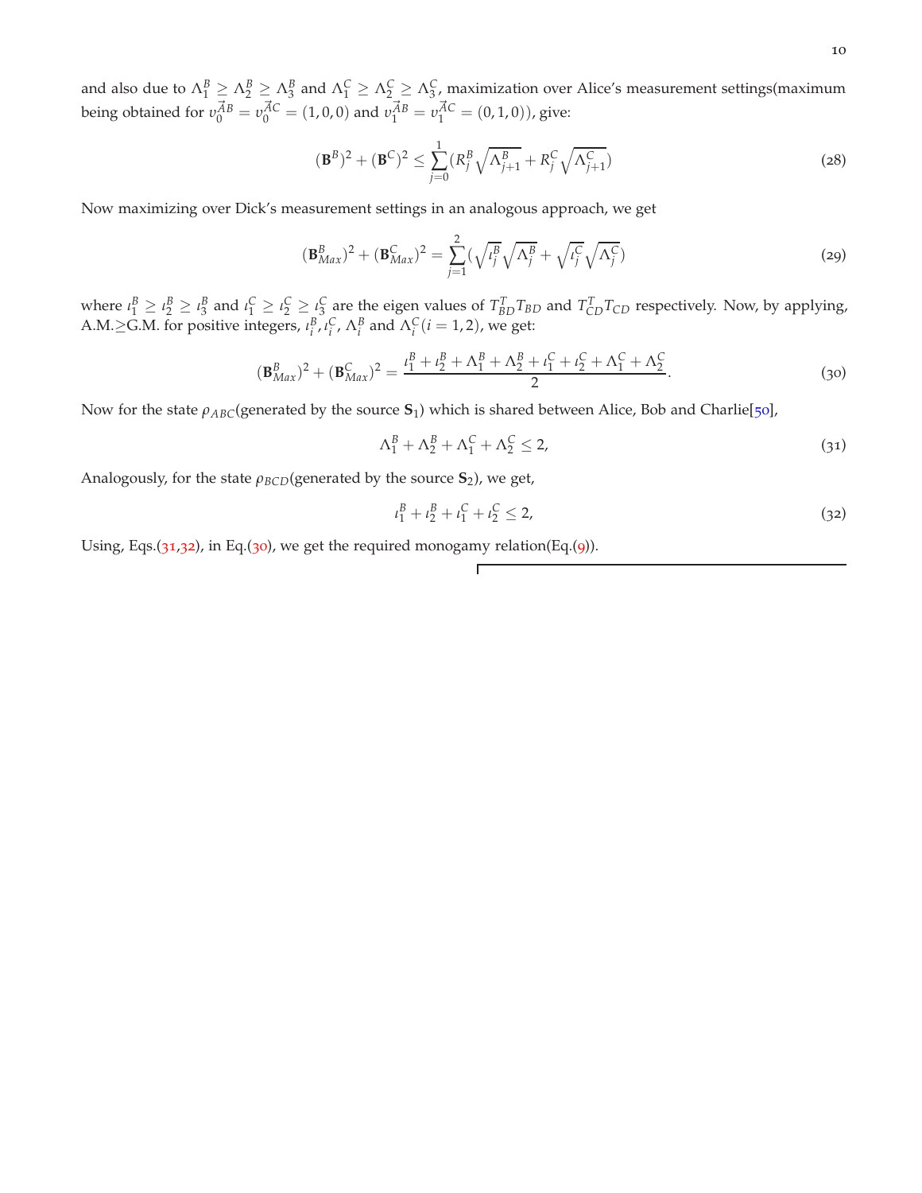and also due to $\Lambda_1^B \geq \Lambda_2^B \geq \Lambda_3^B$ and $\Lambda_1^C \geq \Lambda_2^C \geq \Lambda_3^C$, maximization over Alice's measurement settings(maximum being obtained for $v_0^{\vec{A}B} = v_0^{\vec{A}C} = (1,0,0)$ and $v_1^{\vec{A}B} = v_1^{\vec{A}C} = (0,1,0)$), give:

$$(\mathbf{B}^B)^2 + (\mathbf{B}^C)^2 \leq \sum_{j=0}^{1} (R_j^B \sqrt{\Lambda_{j+1}^B} + R_j^C \sqrt{\Lambda_{j+1}^C}) \tag{28}$$

Now maximizing over Dick's measurement settings in an analogous approach, we get

$$(\mathbf{B}_{Max}^B)^2 + (\mathbf{B}_{Max}^C)^2 = \sum_{j=1}^{2} (\sqrt{\iota_j^B}\sqrt{\Lambda_j^B} + \sqrt{\iota_j^C}\sqrt{\Lambda_j^C}) \tag{29}$$

where $\iota_1^B \geq \iota_2^B \geq \iota_3^B$ and $\iota_1^C \geq \iota_2^C \geq \iota_3^C$ are the eigen values of $T_{BD}^T T_{BD}$ and $T_{CD}^T T_{CD}$ respectively. Now, by applying, A.M.$\geq$G.M. for positive integers, $\iota_i^B, \iota_i^C$, $\Lambda_i^B$ and $\Lambda_i^C (i = 1, 2)$, we get:

$$(\mathbf{B}_{Max}^B)^2 + (\mathbf{B}_{Max}^C)^2 = \frac{\iota_1^B + \iota_2^B + \Lambda_1^B + \Lambda_2^B + \iota_1^C + \iota_2^C + \Lambda_1^C + \Lambda_2^C}{2}. \tag{30}$$

Now for the state $\rho_{ABC}$(generated by the source $\mathbf{S}_1$) which is shared between Alice, Bob and Charlie[50],

$$\Lambda_1^B + \Lambda_2^B + \Lambda_1^C + \Lambda_2^C \leq 2, \tag{31}$$

Analogously, for the state $\rho_{BCD}$(generated by the source $\mathbf{S}_2$), we get,

$$\iota_1^B + \iota_2^B + \iota_1^C + \iota_2^C \leq 2, \tag{32}$$

Using, Eqs.(31,32), in Eq.(30), we get the required monogamy relation(Eq.(9)).